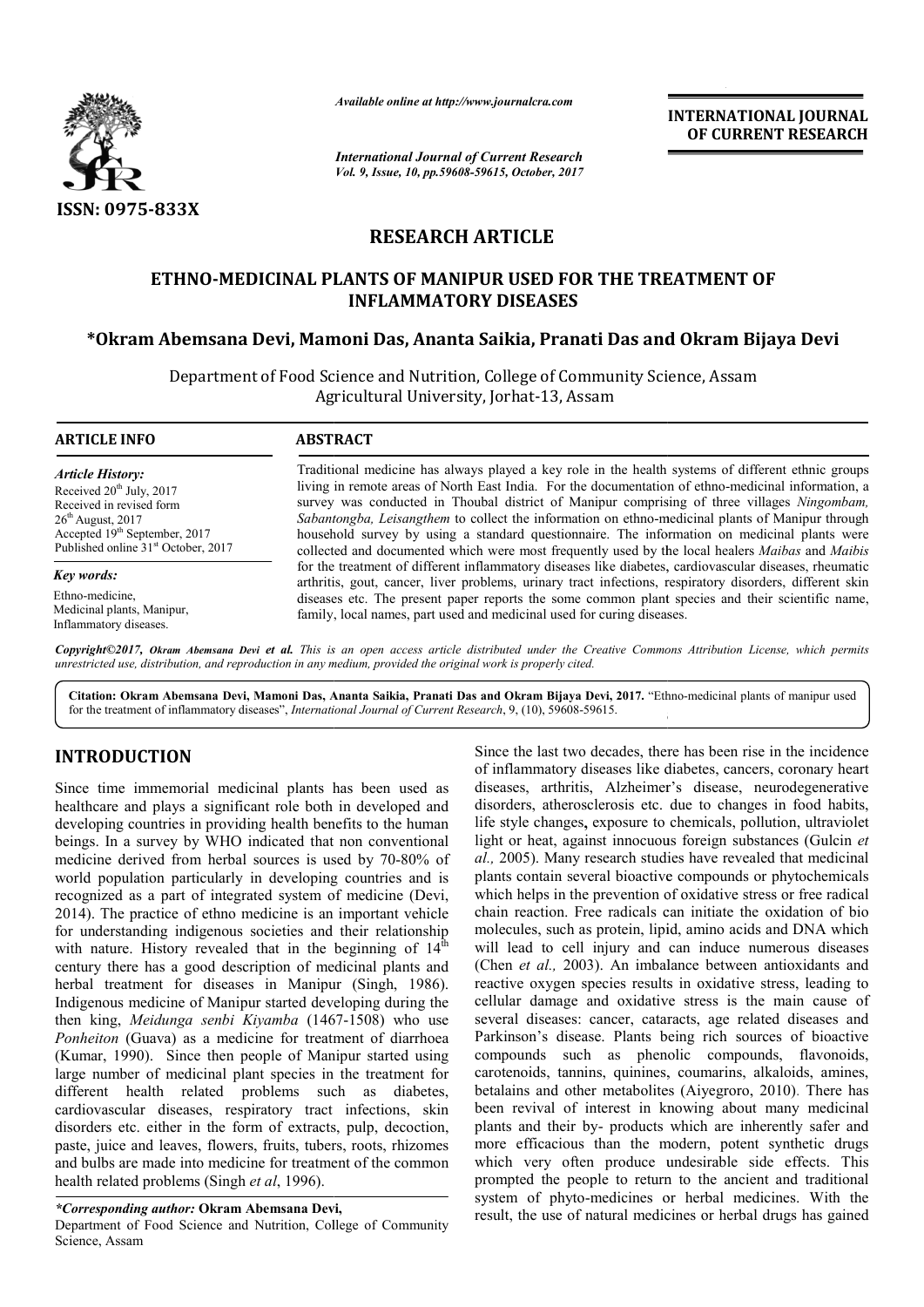*Available online at http://www.journalcra.com*

*International Journal of Current Research*
*Vol. 9, Issue, 10, pp.59608-59615, October, 2017*

**INTERNATIONAL JOURNAL OF CURRENT RESEARCH**

ISSN: 0975-833X

## RESEARCH ARTICLE

# ETHNO-MEDICINAL PLANTS OF MANIPUR USED FOR THE TREATMENT OF INFLAMMATORY DISEASES

**\*Okram Abemsana Devi, Mamoni Das, Ananta Saikia, Pranati Das and Okram Bijaya Devi**

Department of Food Science and Nutrition, College of Community Science, Assam Agricultural University, Jorhat-13, Assam

### ARTICLE INFO

*Article History:*
Received 20th July, 2017
Received in revised form
26th August, 2017
Accepted 19th September, 2017
Published online 31st October, 2017

*Key words:*
Ethno-medicine,
Medicinal plants, Manipur,
Inflammatory diseases.

### ABSTRACT

Traditional medicine has always played a key role in the health systems of different ethnic groups living in remote areas of North East India. For the documentation of ethno-medicinal information, a survey was conducted in Thoubal district of Manipur comprising of three villages *Ningombam, Sabantongba, Leisangthem* to collect the information on ethno-medicinal plants of Manipur through household survey by using a standard questionnaire. The information on medicinal plants were collected and documented which were most frequently used by the local healers *Maibas* and *Maibis* for the treatment of different inflammatory diseases like diabetes, cardiovascular diseases, rheumatic arthritis, gout, cancer, liver problems, urinary tract infections, respiratory disorders, different skin diseases etc. The present paper reports the some common plant species and their scientific name, family, local names, part used and medicinal used for curing diseases.

*Copyright©2017, Okram Abemsana Devi et al. This is an open access article distributed under the Creative Commons Attribution License, which permits unrestricted use, distribution, and reproduction in any medium, provided the original work is properly cited.*

**Citation: Okram Abemsana Devi, Mamoni Das, Ananta Saikia, Pranati Das and Okram Bijaya Devi, 2017.** "Ethno-medicinal plants of manipur used for the treatment of inflammatory diseases", *International Journal of Current Research*, 9, (10), 59608-59615.

## INTRODUCTION

Since time immemorial medicinal plants has been used as healthcare and plays a significant role both in developed and developing countries in providing health benefits to the human beings. In a survey by WHO indicated that non conventional medicine derived from herbal sources is used by 70-80% of world population particularly in developing countries and is recognized as a part of integrated system of medicine (Devi, 2014). The practice of ethno medicine is an important vehicle for understanding indigenous societies and their relationship with nature. History revealed that in the beginning of 14th century there has a good description of medicinal plants and herbal treatment for diseases in Manipur (Singh, 1986). Indigenous medicine of Manipur started developing during the then king, *Meidunga senbi Kiyamba* (1467-1508) who use *Ponheiton* (Guava) as a medicine for treatment of diarrhoea (Kumar, 1990). Since then people of Manipur started using large number of medicinal plant species in the treatment for different health related problems such as diabetes, cardiovascular diseases, respiratory tract infections, skin disorders etc. either in the form of extracts, pulp, decoction, paste, juice and leaves, flowers, fruits, tubers, roots, rhizomes and bulbs are made into medicine for treatment of the common health related problems (Singh *et al*, 1996).

Since the last two decades, there has been rise in the incidence of inflammatory diseases like diabetes, cancers, coronary heart diseases, arthritis, Alzheimer's disease, neurodegenerative disorders, atherosclerosis etc. due to changes in food habits, life style changes, exposure to chemicals, pollution, ultraviolet light or heat, against innocuous foreign substances (Gulcin *et al.,* 2005). Many research studies have revealed that medicinal plants contain several bioactive compounds or phytochemicals which helps in the prevention of oxidative stress or free radical chain reaction. Free radicals can initiate the oxidation of bio molecules, such as protein, lipid, amino acids and DNA which will lead to cell injury and can induce numerous diseases (Chen *et al.,* 2003). An imbalance between antioxidants and reactive oxygen species results in oxidative stress, leading to cellular damage and oxidative stress is the main cause of several diseases: cancer, cataracts, age related diseases and Parkinson's disease. Plants being rich sources of bioactive compounds such as phenolic compounds, flavonoids, carotenoids, tannins, quinines, coumarins, alkaloids, amines, betalains and other metabolites (Aiyegroro, 2010). There has been revival of interest in knowing about many medicinal plants and their by- products which are inherently safer and more efficacious than the modern, potent synthetic drugs which very often produce undesirable side effects. This prompted the people to return to the ancient and traditional system of phyto-medicines or herbal medicines. With the result, the use of natural medicines or herbal drugs has gained

*\*Corresponding author:* **Okram Abemsana Devi,**
Department of Food Science and Nutrition, College of Community Science, Assam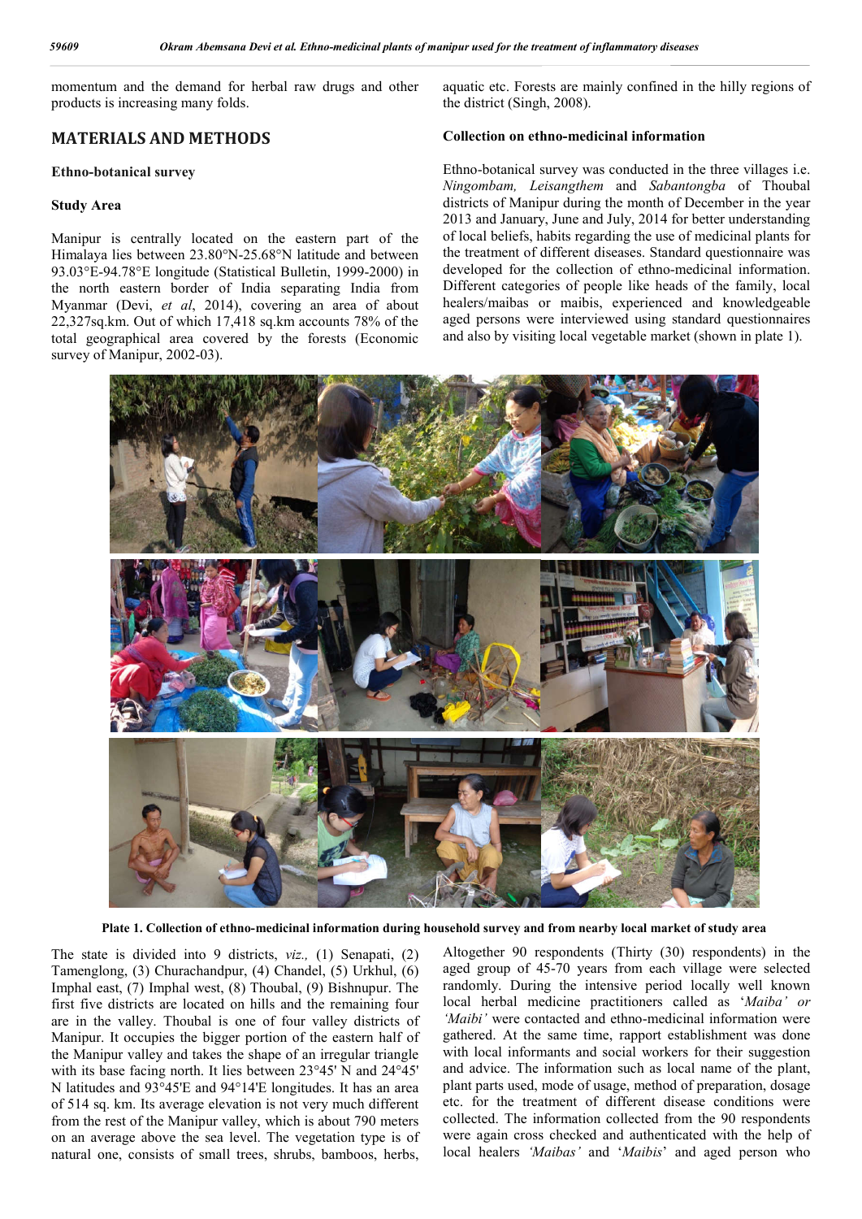momentum and the demand for herbal raw drugs and other products is increasing many folds.

## MATERIALS AND METHODS

### Ethno-botanical survey

### Study Area

Manipur is centrally located on the eastern part of the Himalaya lies between 23.80°N-25.68°N latitude and between 93.03°E-94.78°E longitude (Statistical Bulletin, 1999-2000) in the north eastern border of India separating India from Myanmar (Devi, *et al*, 2014), covering an area of about 22,327sq.km. Out of which 17,418 sq.km accounts 78% of the total geographical area covered by the forests (Economic survey of Manipur, 2002-03).

The state is divided into 9 districts, *viz.,* (1) Senapati, (2) Tamenglong, (3) Churachandpur, (4) Chandel, (5) Urkhul, (6) Imphal east, (7) Imphal west, (8) Thoubal, (9) Bishnupur. The first five districts are located on hills and the remaining four are in the valley. Thoubal is one of four valley districts of Manipur. It occupies the bigger portion of the eastern half of the Manipur valley and takes the shape of an irregular triangle with its base facing north. It lies between 23°45' N and 24°45' N latitudes and 93°45'E and 94°14'E longitudes. It has an area of 514 sq. km. Its average elevation is not very much different from the rest of the Manipur valley, which is about 790 meters on an average above the sea level. The vegetation type is of natural one, consists of small trees, shrubs, bamboos, herbs, aquatic etc. Forests are mainly confined in the hilly regions of the district (Singh, 2008).

### Collection on ethno-medicinal information

Ethno-botanical survey was conducted in the three villages i.e. *Ningombam, Leisangthem* and *Sabantongba* of Thoubal districts of Manipur during the month of December in the year 2013 and January, June and July, 2014 for better understanding of local beliefs, habits regarding the use of medicinal plants for the treatment of different diseases. Standard questionnaire was developed for the collection of ethno-medicinal information. Different categories of people like heads of the family, local healers/maibas or maibis, experienced and knowledgeable aged persons were interviewed using standard questionnaires and also by visiting local vegetable market (shown in plate 1).

**Plate 1. Collection of ethno-medicinal information during household survey and from nearby local market of study area**

Altogether 90 respondents (Thirty (30) respondents) in the aged group of 45-70 years from each village were selected randomly. During the intensive period locally well known local herbal medicine practitioners called as '*Maiba' or 'Maibi'* were contacted and ethno-medicinal information were gathered. At the same time, rapport establishment was done with local informants and social workers for their suggestion and advice. The information such as local name of the plant, plant parts used, mode of usage, method of preparation, dosage etc. for the treatment of different disease conditions were collected. The information collected from the 90 respondents were again cross checked and authenticated with the help of local healers *'Maibas'* and '*Maibis*' and aged person who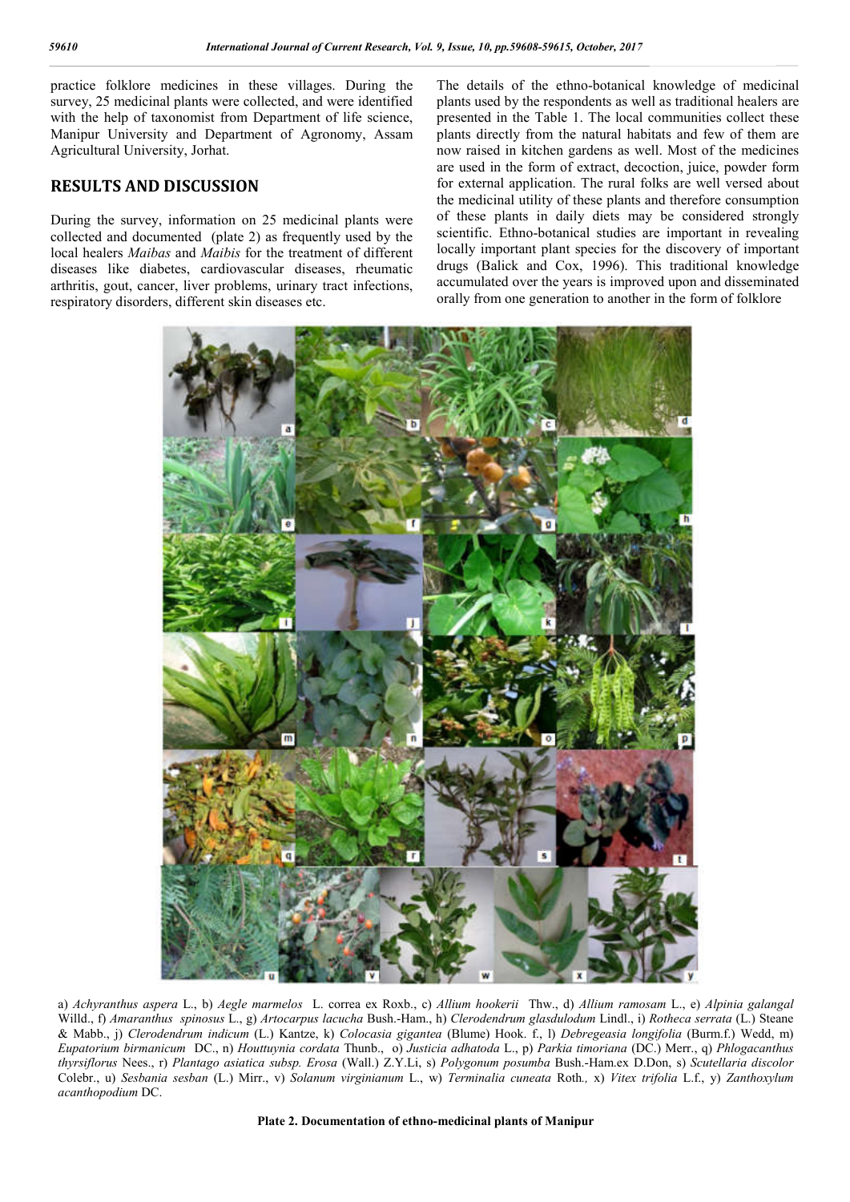practice folklore medicines in these villages. During the survey, 25 medicinal plants were collected, and were identified with the help of taxonomist from Department of life science, Manipur University and Department of Agronomy, Assam Agricultural University, Jorhat.

## RESULTS AND DISCUSSION

During the survey, information on 25 medicinal plants were collected and documented (plate 2) as frequently used by the local healers *Maibas* and *Maibis* for the treatment of different diseases like diabetes, cardiovascular diseases, rheumatic arthritis, gout, cancer, liver problems, urinary tract infections, respiratory disorders, different skin diseases etc.

The details of the ethno-botanical knowledge of medicinal plants used by the respondents as well as traditional healers are presented in the Table 1. The local communities collect these plants directly from the natural habitats and few of them are now raised in kitchen gardens as well. Most of the medicines are used in the form of extract, decoction, juice, powder form for external application. The rural folks are well versed about the medicinal utility of these plants and therefore consumption of these plants in daily diets may be considered strongly scientific. Ethno-botanical studies are important in revealing locally important plant species for the discovery of important drugs (Balick and Cox, 1996). This traditional knowledge accumulated over the years is improved upon and disseminated orally from one generation to another in the form of folklore

a) *Achyranthus aspera* L., b) *Aegle marmelos* L. correa ex Roxb., c) *Allium hookerii* Thw., d) *Allium ramosam* L., e) *Alpinia galangal* Willd., f) *Amaranthus spinosus* L., g) *Artocarpus lacucha* Bush.-Ham., h) *Clerodendrum glasdulodum* Lindl., i) *Rotheca serrata* (L.) Steane & Mabb., j) *Clerodendrum indicum* (L.) Kantze, k) *Colocasia gigantea* (Blume) Hook. f., l) *Debregeasia longifolia* (Burm.f.) Wedd, m) *Eupatorium birmanicum* DC., n) *Houttuynia cordata* Thunb., o) *Justicia adhatoda* L., p) *Parkia timoriana* (DC.) Merr., q) *Phlogacanthus thyrsiflorus* Nees., r) *Plantago asiatica subsp. Erosa* (Wall.) Z.Y.Li, s) *Polygonum posumba* Bush.-Ham.ex D.Don, s) *Scutellaria discolor* Colebr., u) *Sesbania sesban* (L.) Mirr., v) *Solanum virginianum* L., w) *Terminalia cuneata* Roth., x) *Vitex trifolia* L.f., y) *Zanthoxylum acanthopodium* DC.

**Plate 2. Documentation of ethno-medicinal plants of Manipur**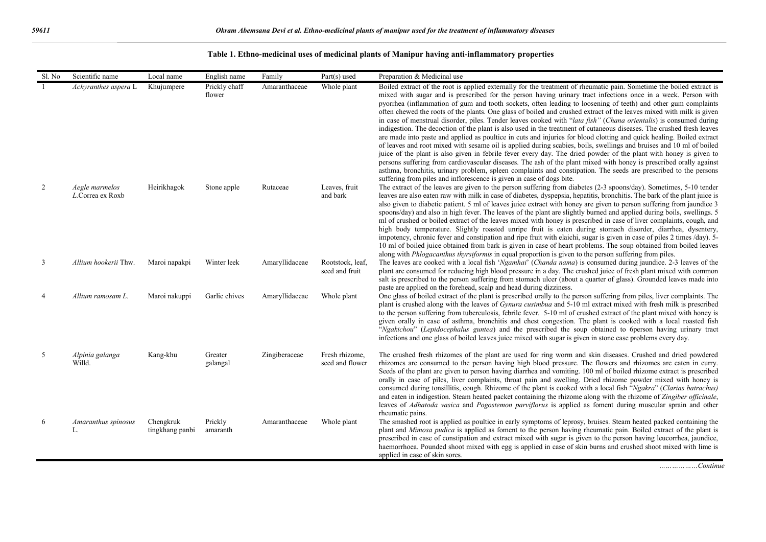**Table 1. Ethno-medicinal uses of medicinal plants of Manipur having anti-inflammatory properties**

| Sl. No | Scientific name | Local name | English name | Family | Part(s) used | Preparation & Medicinal use |
|---|---|---|---|---|---|---|
| 1 | *Achyranthes aspera* L | Khujumpere | Prickly chaff flower | Amaranthaceae | Whole plant | Boiled extract of the root is applied externally for the treatment of rheumatic pain. Sometime the boiled extract is mixed with sugar and is prescribed for the person having urinary tract infections once in a week. Person with pyorrhea (inflammation of gum and tooth sockets, often leading to loosening of teeth) and other gum complaints often chewed the roots of the plants. One glass of boiled and crushed extract of the leaves mixed with milk is given in case of menstrual disorder, piles. Tender leaves cooked with "*lata fish"* (*Chana orientalis*) is consumed during indigestion. The decoction of the plant is also used in the treatment of cutaneous diseases. The crushed fresh leaves are made into paste and applied as poultice in cuts and injuries for blood clotting and quick healing. Boiled extract of leaves and root mixed with sesame oil is applied during scabies, boils, swellings and bruises and 10 ml of boiled juice of the plant is also given in febrile fever every day. The dried powder of the plant with honey is given to persons suffering from cardiovascular diseases. The ash of the plant mixed with honey is prescribed orally against asthma, bronchitis, urinary problem, spleen complaints and constipation. The seeds are prescribed to the persons suffering from piles and inflorescence is given in case of dogs bite. |
| 2 | *Aegle marmelos L.*Correa ex Roxb | Heirikhagok | Stone apple | Rutaceae | Leaves, fruit and bark | The extract of the leaves are given to the person suffering from diabetes (2-3 spoons/day). Sometimes, 5-10 tender leaves are also eaten raw with milk in case of diabetes, dyspepsia, hepatitis, bronchitis. The bark of the plant juice is also given to diabetic patient. 5 ml of leaves juice extract with honey are given to person suffering from jaundice 3 spoons/day) and also in high fever. The leaves of the plant are slightly burned and applied during boils, swellings. 5 ml of crushed or boiled extract of the leaves mixed with honey is prescribed in case of liver complaints, cough, and high body temperature. Slightly roasted unripe fruit is eaten during stomach disorder, diarrhea, dysentery, impotency, chronic fever and constipation and ripe fruit with elaichi, sugar is given in case of piles 2 times /day). 5-10 ml of boiled juice obtained from bark is given in case of heart problems. The soup obtained from boiled leaves along with *Phlogacanthus thyrsiformis* in equal proportion is given to the person suffering from piles. |
| 3 | *Allium hookerii* Thw. | Maroi napakpi | Winter leek | Amaryllidaceae | Rootstock, leaf, seed and fruit | The leaves are cooked with a local fish '*Ngamhai*' (*Chanda nama*) is consumed during jaundice. 2-3 leaves of the plant are consumed for reducing high blood pressure in a day. The crushed juice of fresh plant mixed with common salt is prescribed to the person suffering from stomach ulcer (about a quarter of glass). Grounded leaves made into paste are applied on the forehead, scalp and head during dizziness. |
| 4 | *Allium ramosam L.* | Maroi nakuppi | Garlic chives | Amaryllidaceae | Whole plant | One glass of boiled extract of the plant is prescribed orally to the person suffering from piles, liver complaints. The plant is crushed along with the leaves of *Gynura cusimbua* and 5-10 ml extract mixed with fresh milk is prescribed to the person suffering from tuberculosis, febrile fever. 5-10 ml of crushed extract of the plant mixed with honey is given orally in case of asthma, bronchitis and chest congestion. The plant is cooked with a local roasted fish "*Ngakichou*" (*Lepidocephalus guntea*) and the prescribed the soup obtained to 6person having urinary tract infections and one glass of boiled leaves juice mixed with sugar is given in stone case problems every day. |
| 5 | *Alpinia galanga* Willd. | Kang-khu | Greater galangal | Zingiberaceae | Fresh rhizome, seed and flower | The crushed fresh rhizomes of the plant are used for ring worm and skin diseases. Crushed and dried powdered rhizomes are consumed to the person having high blood pressure. The flowers and rhizomes are eaten in curry. Seeds of the plant are given to person having diarrhea and vomiting. 100 ml of boiled rhizome extract is prescribed orally in case of piles, liver complaints, throat pain and swelling. Dried rhizome powder mixed with honey is consumed during tonsillitis, cough. Rhizome of the plant is cooked with a local fish "*Ngakra*" (*Clarias batrachus)* and eaten in indigestion. Steam heated packet containing the rhizome along with the rhizome of *Zingiber officinale*, leaves of *Adhatoda vasica* and *Pogostemon parviflorus* is applied as foment during muscular sprain and other rheumatic pains. |
| 6 | *Amaranthus spinosus* L. | Chengkruk tingkhang panbi | Prickly amaranth | Amaranthaceae | Whole plant | The smashed root is applied as poultice in early symptoms of leprosy, bruises. Steam heated packed containing the plant and *Mimosa pudica* is applied as foment to the person having rheumatic pain. Boiled extract of the plant is prescribed in case of constipation and extract mixed with sugar is given to the person having leucorrhea, jaundice, haemorrhoea. Pounded shoot mixed with egg is applied in case of skin burns and crushed shoot mixed with lime is applied in case of skin sores. |

*………………Continue*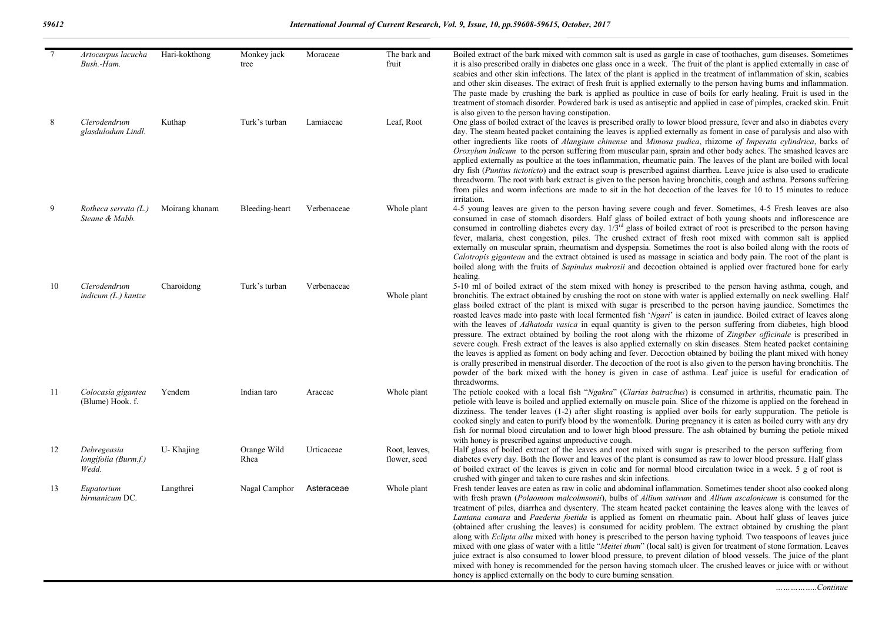| | | | | | |
|---|---|---|---|---|---|
| 7 | *Artocarpus lacucha* Bush.-Ham. | Hari-kokthong | Monkey jack tree | Moraceae | The bark and fruit | Boiled extract of the bark mixed with common salt is used as gargle in case of toothaches, gum diseases. Sometimes it is also prescribed orally in diabetes one glass once in a week. The fruit of the plant is applied externally in case of scabies and other skin infections. The latex of the plant is applied in the treatment of inflammation of skin, scabies and other skin diseases. The extract of fresh fruit is applied externally to the person having burns and inflammation. The paste made by crushing the bark is applied as poultice in case of boils for early healing. Fruit is used in the treatment of stomach disorder. Powdered bark is used as antiseptic and applied in case of pimples, cracked skin. Fruit is also given to the person having constipation. |
| 8 | *Clerodendrum glasdulodum* Lindl. | Kuthap | Turk's turban | Lamiaceae | Leaf, Root | One glass of boiled extract of the leaves is prescribed orally to lower blood pressure, fever and also in diabetes every day. The steam heated packet containing the leaves is applied externally as foment in case of paralysis and also with other ingredients like roots of *Alangium chinense* and *Mimosa pudica*, rhizome *of Imperata cylindrica*, barks of *Oroxylum indicum* to the person suffering from muscular pain, sprain and other body aches. The smashed leaves are applied externally as poultice at the toes inflammation, rheumatic pain. The leaves of the plant are boiled with local dry fish (*Puntius tictoticto*) and the extract soup is prescribed against diarrhea. Leave juice is also used to eradicate threadworm. The root with bark extract is given to the person having bronchitis, cough and asthma. Persons suffering from piles and worm infections are made to sit in the hot decoction of the leaves for 10 to 15 minutes to reduce irritation. |
| 9 | *Rotheca serrata (L.)* Steane & Mabb. | Moirang khanam | Bleeding-heart | Verbenaceae | Whole plant | 4-5 young leaves are given to the person having severe cough and fever. Sometimes, 4-5 Fresh leaves are also consumed in case of stomach disorders. Half glass of boiled extract of both young shoots and inflorescence are consumed in controlling diabetes every day. 1/3rd glass of boiled extract of root is prescribed to the person having fever, malaria, chest congestion, piles. The crushed extract of fresh root mixed with common salt is applied externally on muscular sprain, rheumatism and dyspepsia. Sometimes the root is also boiled along with the roots of *Calotropis gigantean* and the extract obtained is used as massage in sciatica and body pain. The root of the plant is boiled along with the fruits of *Sapindus mukrosii* and decoction obtained is applied over fractured bone for early healing. |
| 10 | *Clerodendrum indicum (L.) kantze* | Charoidong | Turk's turban | Verbenaceae | Whole plant | 5-10 ml of boiled extract of the stem mixed with honey is prescribed to the person having asthma, cough, and bronchitis. The extract obtained by crushing the root on stone with water is applied externally on neck swelling. Half glass boiled extract of the plant is mixed with sugar is prescribed to the person having jaundice. Sometimes the roasted leaves made into paste with local fermented fish '*Ngari*' is eaten in jaundice. Boiled extract of leaves along with the leaves of *Adhatoda vasica* in equal quantity is given to the person suffering from diabetes, high blood pressure. The extract obtained by boiling the root along with the rhizome of *Zingiber officinale* is prescribed in severe cough. Fresh extract of the leaves is also applied externally on skin diseases. Stem heated packet containing the leaves is applied as foment on body aching and fever. Decoction obtained by boiling the plant mixed with honey is orally prescribed in menstrual disorder. The decoction of the root is also given to the person having bronchitis. The powder of the bark mixed with the honey is given in case of asthma. Leaf juice is useful for eradication of threadworms. |
| 11 | *Colocasia gigantea* (Blume) Hook. f. | Yendem | Indian taro | Araceae | Whole plant | The petiole cooked with a local fish "*Ngakra*" (*Clarias batrachus*) is consumed in arthritis, rheumatic pain. The petiole with leave is boiled and applied externally on muscle pain. Slice of the rhizome is applied on the forehead in dizziness. The tender leaves (1-2) after slight roasting is applied over boils for early suppuration. The petiole is cooked singly and eaten to purify blood by the womenfolk. During pregnancy it is eaten as boiled curry with any dry fish for normal blood circulation and to lower high blood pressure. The ash obtained by burning the petiole mixed with honey is prescribed against unproductive cough. |
| 12 | *Debregeasia longifolia (Burm.f.)* Wedd. | U- Khajing | Orange Wild Rhea | Urticaceae | Root, leaves, flower, seed | Half glass of boiled extract of the leaves and root mixed with sugar is prescribed to the person suffering from diabetes every day. Both the flower and leaves of the plant is consumed as raw to lower blood pressure. Half glass of boiled extract of the leaves is given in colic and for normal blood circulation twice in a week. 5 g of root is crushed with ginger and taken to cure rashes and skin infections. |
| 13 | *Eupatorium birmanicum* DC. | Langthrei | Nagal Camphor | Asteraceae | Whole plant | Fresh tender leaves are eaten as raw in colic and abdominal inflammation. Sometimes tender shoot also cooked along with fresh prawn (*Polaomom malcolmsonii*), bulbs of *Allium sativum* and *Allium ascalonicum* is consumed for the treatment of piles, diarrhea and dysentery. The steam heated packet containing the leaves along with the leaves of *Lantana camara* and *Paederia foetida* is applied as foment on rheumatic pain. About half glass of leaves juice (obtained after crushing the leaves) is consumed for acidity problem. The extract obtained by crushing the plant along with *Eclipta alba* mixed with honey is prescribed to the person having typhoid. Two teaspoons of leaves juice mixed with one glass of water with a little "*Meitei thum*" (local salt) is given for treatment of stone formation. Leaves juice extract is also consumed to lower blood pressure, to prevent dilation of blood vessels. The juice of the plant mixed with honey is recommended for the person having stomach ulcer. The crushed leaves or juice with or without honey is applied externally on the body to cure burning sensation. |

……………..*Continue*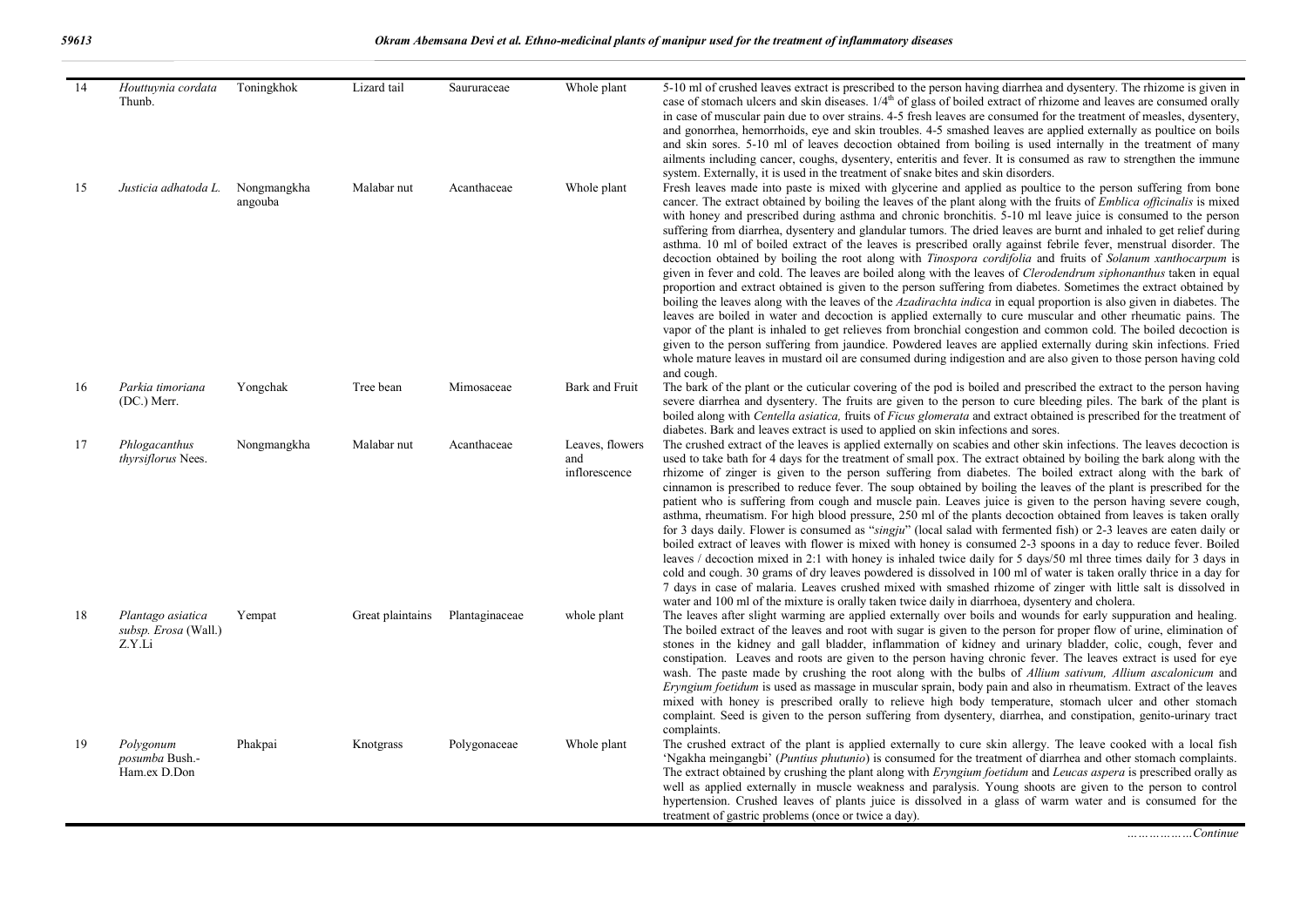| 14 | *Houttuynia cordata* Thunb. | Toningkhok | Lizard tail | Saururaceae | Whole plant | 5-10 ml of crushed leaves extract is prescribed to the person having diarrhea and dysentery. The rhizome is given in case of stomach ulcers and skin diseases. 1/4th of glass of boiled extract of rhizome and leaves are consumed orally in case of muscular pain due to over strains. 4-5 fresh leaves are consumed for the treatment of measles, dysentery, and gonorrhea, hemorrhoids, eye and skin troubles. 4-5 smashed leaves are applied externally as poultice on boils and skin sores. 5-10 ml of leaves decoction obtained from boiling is used internally in the treatment of many ailments including cancer, coughs, dysentery, enteritis and fever. It is consumed as raw to strengthen the immune system. Externally, it is used in the treatment of snake bites and skin disorders. |
|---|---|---|---|---|---|---|
| 15 | *Justicia adhatoda L.* | Nongmangkha angouba | Malabar nut | Acanthaceae | Whole plant | Fresh leaves made into paste is mixed with glycerine and applied as poultice to the person suffering from bone cancer. The extract obtained by boiling the leaves of the plant along with the fruits of *Emblica officinalis* is mixed with honey and prescribed during asthma and chronic bronchitis. 5-10 ml leave juice is consumed to the person suffering from diarrhea, dysentery and glandular tumors. The dried leaves are burnt and inhaled to get relief during asthma. 10 ml of boiled extract of the leaves is prescribed orally against febrile fever, menstrual disorder. The decoction obtained by boiling the root along with *Tinospora cordifolia* and fruits of *Solanum xanthocarpum* is given in fever and cold. The leaves are boiled along with the leaves of *Clerodendrum siphonanthus* taken in equal proportion and extract obtained is given to the person suffering from diabetes. Sometimes the extract obtained by boiling the leaves along with the leaves of the *Azadirachta indica* in equal proportion is also given in diabetes. The leaves are boiled in water and decoction is applied externally to cure muscular and other rheumatic pains. The vapor of the plant is inhaled to get relieves from bronchial congestion and common cold. The boiled decoction is given to the person suffering from jaundice. Powdered leaves are applied externally during skin infections. Fried whole mature leaves in mustard oil are consumed during indigestion and are also given to those person having cold and cough. |
| 16 | *Parkia timoriana* (DC.) Merr. | Yongchak | Tree bean | Mimosaceae | Bark and Fruit | The bark of the plant or the cuticular covering of the pod is boiled and prescribed the extract to the person having severe diarrhea and dysentery. The fruits are given to the person to cure bleeding piles. The bark of the plant is boiled along with *Centella asiatica,* fruits of *Ficus glomerata* and extract obtained is prescribed for the treatment of diabetes. Bark and leaves extract is used to applied on skin infections and sores. |
| 17 | *Phlogacanthus thyrsiflorus* Nees. | Nongmangkha | Malabar nut | Acanthaceae | Leaves, flowers and inflorescence | The crushed extract of the leaves is applied externally on scabies and other skin infections. The leaves decoction is used to take bath for 4 days for the treatment of small pox. The extract obtained by boiling the bark along with the rhizome of zinger is given to the person suffering from diabetes. The boiled extract along with the bark of cinnamon is prescribed to reduce fever. The soup obtained by boiling the leaves of the plant is prescribed for the patient who is suffering from cough and muscle pain. Leaves juice is given to the person having severe cough, asthma, rheumatism. For high blood pressure, 250 ml of the plants decoction obtained from leaves is taken orally for 3 days daily. Flower is consumed as "*singju*" (local salad with fermented fish) or 2-3 leaves are eaten daily or boiled extract of leaves with flower is mixed with honey is consumed 2-3 spoons in a day to reduce fever. Boiled leaves / decoction mixed in 2:1 with honey is inhaled twice daily for 5 days/50 ml three times daily for 3 days in cold and cough. 30 grams of dry leaves powdered is dissolved in 100 ml of water is taken orally thrice in a day for 7 days in case of malaria. Leaves crushed mixed with smashed rhizome of zinger with little salt is dissolved in water and 100 ml of the mixture is orally taken twice daily in diarrhoea, dysentery and cholera. |
| 18 | *Plantago asiatica subsp. Erosa* (Wall.) Z.Y.Li | Yempat | Great plaintains | Plantaginaceae | whole plant | The leaves after slight warming are applied externally over boils and wounds for early suppuration and healing. The boiled extract of the leaves and root with sugar is given to the person for proper flow of urine, elimination of stones in the kidney and gall bladder, inflammation of kidney and urinary bladder, colic, cough, fever and constipation. Leaves and roots are given to the person having chronic fever. The leaves extract is used for eye wash. The paste made by crushing the root along with the bulbs of *Allium sativum, Allium ascalonicum* and *Eryngium foetidum* is used as massage in muscular sprain, body pain and also in rheumatism. Extract of the leaves mixed with honey is prescribed orally to relieve high body temperature, stomach ulcer and other stomach complaint. Seed is given to the person suffering from dysentery, diarrhea, and constipation, genito-urinary tract complaints. |
| 19 | *Polygonum posumba* Bush.-Ham.ex D.Don | Phakpai | Knotgrass | Polygonaceae | Whole plant | The crushed extract of the plant is applied externally to cure skin allergy. The leave cooked with a local fish 'Ngakha meingangbi' (*Puntius phutunio*) is consumed for the treatment of diarrhea and other stomach complaints. The extract obtained by crushing the plant along with *Eryngium foetidum* and *Leucas aspera* is prescribed orally as well as applied externally in muscle weakness and paralysis. Young shoots are given to the person to control hypertension. Crushed leaves of plants juice is dissolved in a glass of warm water and is consumed for the treatment of gastric problems (once or twice a day). |

*………………Continue*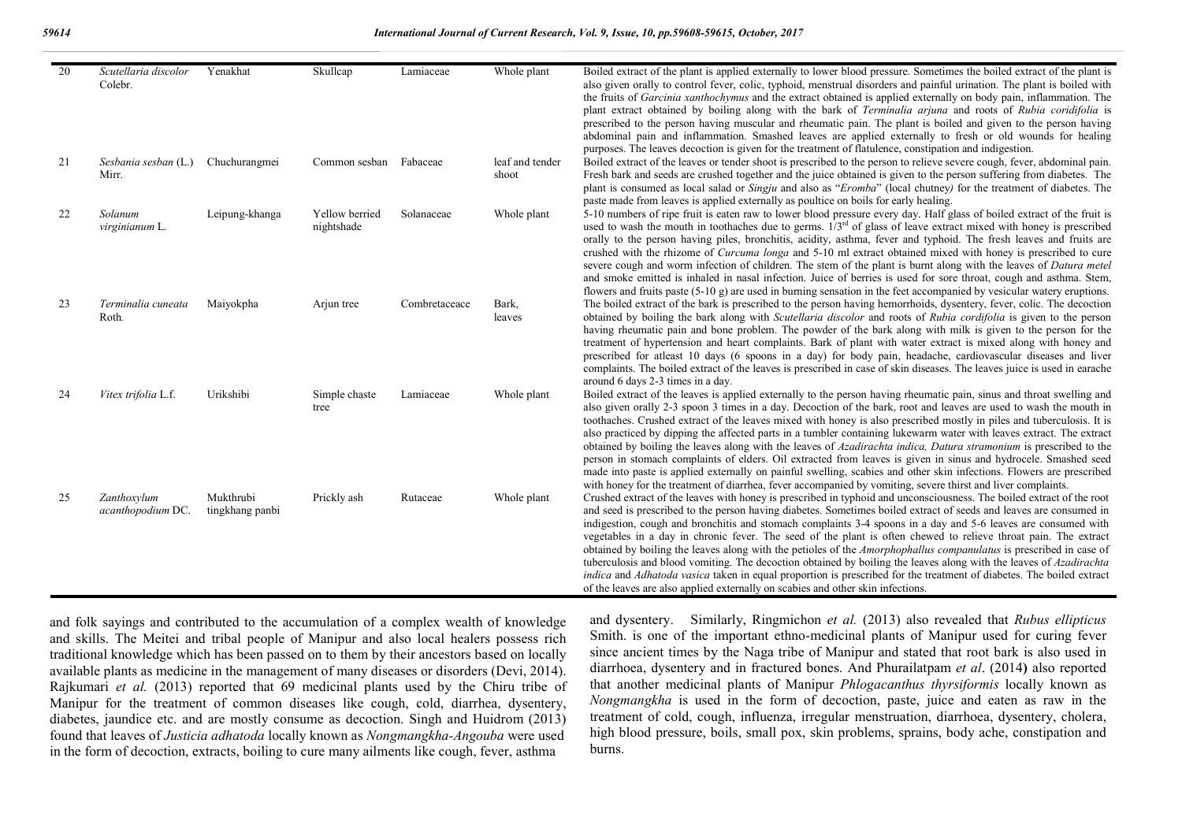| 20 | *Scutellaria discolor* Colebr. | Yenakhat | Skullcap | Lamiaceae | Whole plant | Boiled extract of the plant is applied externally to lower blood pressure. Sometimes the boiled extract of the plant is also given orally to control fever, colic, typhoid, menstrual disorders and painful urination. The plant is boiled with the fruits of *Garcinia xanthochymus* and the extract obtained is applied externally on body pain, inflammation. The plant extract obtained by boiling along with the bark of *Terminalia arjuna* and roots of *Rubia coridifolia* is prescribed to the person having muscular and rheumatic pain. The plant is boiled and given to the person having abdominal pain and inflammation. Smashed leaves are applied externally to fresh or old wounds for healing purposes. The leaves decoction is given for the treatment of flatulence, constipation and indigestion. |
|---|---|---|---|---|---|---|
| 21 | *Sesbania sesban* (L.) Mirr. | Chuchurangmei | Common sesban | Fabaceae | leaf and tender shoot | Boiled extract of the leaves or tender shoot is prescribed to the person to relieve severe cough, fever, abdominal pain. Fresh bark and seeds are crushed together and the juice obtained is given to the person suffering from diabetes. The plant is consumed as local salad or *Singju* and also as "*Eromba*" (local chutney*)* for the treatment of diabetes. The paste made from leaves is applied externally as poultice on boils for early healing. |
| 22 | *Solanum virginianum* L. | Leipung-khanga | Yellow berried nightshade | Solanaceae | Whole plant | 5-10 numbers of ripe fruit is eaten raw to lower blood pressure every day. Half glass of boiled extract of the fruit is used to wash the mouth in toothaches due to germs. 1/3[rd] of glass of leave extract mixed with honey is prescribed orally to the person having piles, bronchitis, acidity, asthma, fever and typhoid. The fresh leaves and fruits are crushed with the rhizome of *Curcuma longa* and 5-10 ml extract obtained mixed with honey is prescribed to cure severe cough and worm infection of children. The stem of the plant is burnt along with the leaves of *Datura metel* and smoke emitted is inhaled in nasal infection. Juice of berries is used for sore throat, cough and asthma. Stem, flowers and fruits paste (5-10 g) are used in burning sensation in the feet accompanied by vesicular watery eruptions. |
| 23 | *Terminalia cuneata* Roth. | Maiyokpha | Arjun tree | Combretaceace | Bark, leaves | The boiled extract of the bark is prescribed to the person having hemorrhoids, dysentery, fever, colic. The decoction obtained by boiling the bark along with *Scutellaria discolor* and roots of *Rubia cordifolia* is given to the person having rheumatic pain and bone problem. The powder of the bark along with milk is given to the person for the treatment of hypertension and heart complaints. Bark of plant with water extract is mixed along with honey and prescribed for atleast 10 days (6 spoons in a day) for body pain, headache, cardiovascular diseases and liver complaints. The boiled extract of the leaves is prescribed in case of skin diseases. The leaves juice is used in earache around 6 days 2-3 times in a day. |
| 24 | *Vitex trifolia* L.f. | Urikshibi | Simple chaste tree | Lamiaceae | Whole plant | Boiled extract of the leaves is applied externally to the person having rheumatic pain, sinus and throat swelling and also given orally 2-3 spoon 3 times in a day. Decoction of the bark, root and leaves are used to wash the mouth in toothaches. Crushed extract of the leaves mixed with honey is also prescribed mostly in piles and tuberculosis. It is also practiced by dipping the affected parts in a tumbler containing lukewarm water with leaves extract. The extract obtained by boiling the leaves along with the leaves of *Azadirachta indica, Datura stramonium* is prescribed to the person in stomach complaints of elders. Oil extracted from leaves is given in sinus and hydrocele. Smashed seed made into paste is applied externally on painful swelling, scabies and other skin infections. Flowers are prescribed with honey for the treatment of diarrhea, fever accompanied by vomiting, severe thirst and liver complaints. |
| 25 | *Zanthoxylum acanthopodium* DC. | Mukthrubi tingkhang panbi | Prickly ash | Rutaceae | Whole plant | Crushed extract of the leaves with honey is prescribed in typhoid and unconsciousness. The boiled extract of the root and seed is prescribed to the person having diabetes. Sometimes boiled extract of seeds and leaves are consumed in indigestion, cough and bronchitis and stomach complaints 3-4 spoons in a day and 5-6 leaves are consumed with vegetables in a day in chronic fever. The seed of the plant is often chewed to relieve throat pain. The extract obtained by boiling the leaves along with the petioles of the *Amorphophallus companulatus* is prescribed in case of tuberculosis and blood vomiting. The decoction obtained by boiling the leaves along with the leaves of *Azadirachta indica* and *Adhatoda vasica* taken in equal proportion is prescribed for the treatment of diabetes. The boiled extract of the leaves are also applied externally on scabies and other skin infections. |

and folk sayings and contributed to the accumulation of a complex wealth of knowledge and skills. The Meitei and tribal people of Manipur and also local healers possess rich traditional knowledge which has been passed on to them by their ancestors based on locally available plants as medicine in the management of many diseases or disorders (Devi, 2014). Rajkumari *et al.* (2013) reported that 69 medicinal plants used by the Chiru tribe of Manipur for the treatment of common diseases like cough, cold, diarrhea, dysentery, diabetes, jaundice etc. and are mostly consume as decoction. Singh and Huidrom (2013) found that leaves of *Justicia adhatoda* locally known as *Nongmangkha-Angouba* were used in the form of decoction, extracts, boiling to cure many ailments like cough, fever, asthma and dysentery. Similarly, Ringmichon *et al.* (2013) also revealed that *Rubus ellipticus* Smith. is one of the important ethno-medicinal plants of Manipur used for curing fever since ancient times by the Naga tribe of Manipur and stated that root bark is also used in diarrhoea, dysentery and in fractured bones. And Phurailatpam *et al*. (2014**)** also reported that another medicinal plants of Manipur *Phlogacanthus thyrsiformis* locally known as *Nongmangkha* is used in the form of decoction, paste, juice and eaten as raw in the treatment of cold, cough, influenza, irregular menstruation, diarrhoea, dysentery, cholera, high blood pressure, boils, small pox, skin problems, sprains, body ache, constipation and burns.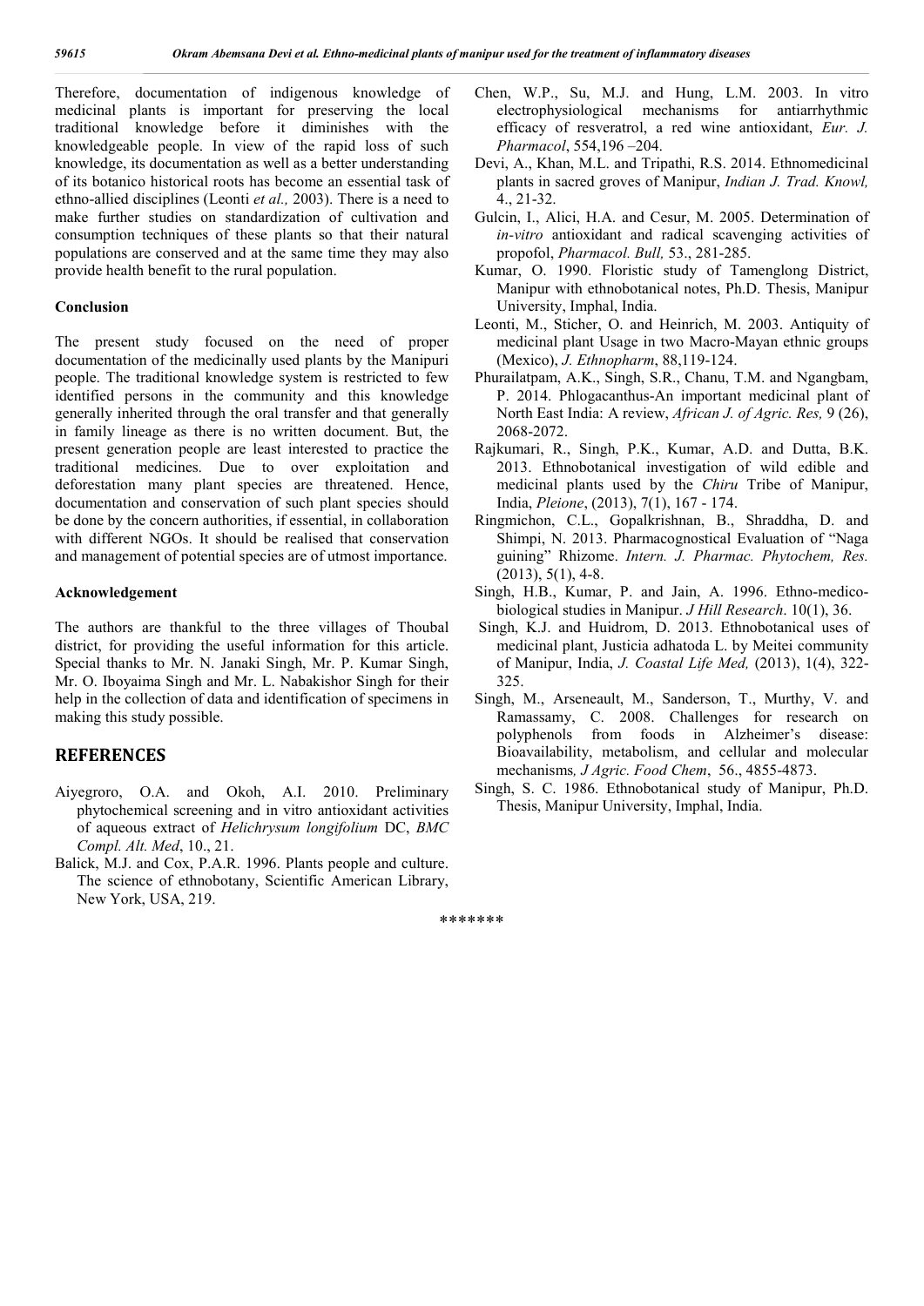Therefore, documentation of indigenous knowledge of medicinal plants is important for preserving the local traditional knowledge before it diminishes with the knowledgeable people. In view of the rapid loss of such knowledge, its documentation as well as a better understanding of its botanico historical roots has become an essential task of ethno-allied disciplines (Leonti *et al.,* 2003). There is a need to make further studies on standardization of cultivation and consumption techniques of these plants so that their natural populations are conserved and at the same time they may also provide health benefit to the rural population.

### Conclusion

The present study focused on the need of proper documentation of the medicinally used plants by the Manipuri people. The traditional knowledge system is restricted to few identified persons in the community and this knowledge generally inherited through the oral transfer and that generally in family lineage as there is no written document. But, the present generation people are least interested to practice the traditional medicines. Due to over exploitation and deforestation many plant species are threatened. Hence, documentation and conservation of such plant species should be done by the concern authorities, if essential, in collaboration with different NGOs. It should be realised that conservation and management of potential species are of utmost importance.

### Acknowledgement

The authors are thankful to the three villages of Thoubal district, for providing the useful information for this article. Special thanks to Mr. N. Janaki Singh, Mr. P. Kumar Singh, Mr. O. Iboyaima Singh and Mr. L. Nabakishor Singh for their help in the collection of data and identification of specimens in making this study possible.

## REFERENCES

- Aiyegroro, O.A. and Okoh, A.I. 2010. Preliminary phytochemical screening and in vitro antioxidant activities of aqueous extract of *Helichrysum longifolium* DC, *BMC Compl. Alt. Med*, 10., 21.
- Balick, M.J. and Cox, P.A.R. 1996. Plants people and culture. The science of ethnobotany, Scientific American Library, New York, USA, 219.
- Chen, W.P., Su, M.J. and Hung, L.M. 2003. In vitro electrophysiological mechanisms for antiarrhythmic efficacy of resveratrol, a red wine antioxidant, *Eur. J. Pharmacol*, 554,196 –204.
- Devi, A., Khan, M.L. and Tripathi, R.S. 2014. Ethnomedicinal plants in sacred groves of Manipur, *Indian J. Trad. Knowl,* 4., 21-32.
- Gulcin, I., Alici, H.A. and Cesur, M. 2005. Determination of *in-vitro* antioxidant and radical scavenging activities of propofol, *Pharmacol. Bull,* 53., 281-285.
- Kumar, O. 1990. Floristic study of Tamenglong District, Manipur with ethnobotanical notes, Ph.D. Thesis, Manipur University, Imphal, India.
- Leonti, M., Sticher, O. and Heinrich, M. 2003. Antiquity of medicinal plant Usage in two Macro-Mayan ethnic groups (Mexico), *J. Ethnopharm*, 88,119-124.
- Phurailatpam, A.K., Singh, S.R., Chanu, T.M. and Ngangbam, P. 2014. Phlogacanthus-An important medicinal plant of North East India: A review, *African J. of Agric. Res,* 9 (26), 2068-2072.
- Rajkumari, R., Singh, P.K., Kumar, A.D. and Dutta, B.K. 2013. Ethnobotanical investigation of wild edible and medicinal plants used by the *Chiru* Tribe of Manipur, India, *Pleione*, (2013), 7(1), 167 - 174.
- Ringmichon, C.L., Gopalkrishnan, B., Shraddha, D. and Shimpi, N. 2013. Pharmacognostical Evaluation of "Naga guining" Rhizome. *Intern. J. Pharmac. Phytochem, Res.* (2013), 5(1), 4-8.
- Singh, H.B., Kumar, P. and Jain, A. 1996. Ethno-medico-biological studies in Manipur. *J Hill Research*. 10(1), 36.
- Singh, K.J. and Huidrom, D. 2013. Ethnobotanical uses of medicinal plant, Justicia adhatoda L. by Meitei community of Manipur, India, *J. Coastal Life Med,* (2013), 1(4), 322-325.
- Singh, M., Arseneault, M., Sanderson, T., Murthy, V. and Ramassamy, C. 2008. Challenges for research on polyphenols from foods in Alzheimer's disease: Bioavailability, metabolism, and cellular and molecular mechanisms*, J Agric. Food Chem*, 56., 4855-4873.
- Singh, S. C. 1986. Ethnobotanical study of Manipur, Ph.D. Thesis, Manipur University, Imphal, India.

\*\*\*\*\*\*\*